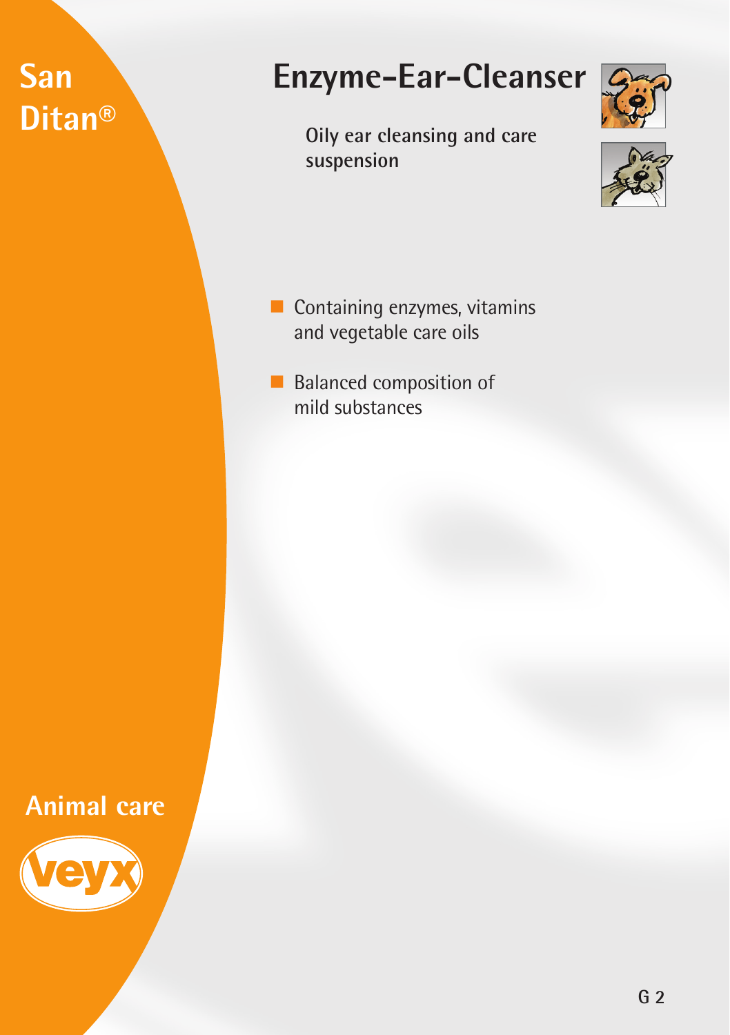San Ditan®

# Enzyme-Ear-Cleanser

Oily ear cleansing and care suspension

- Containing enzymes, vitamins and vegetable care oils
- Balanced composition of mild substances

Animal care

veyx

G 2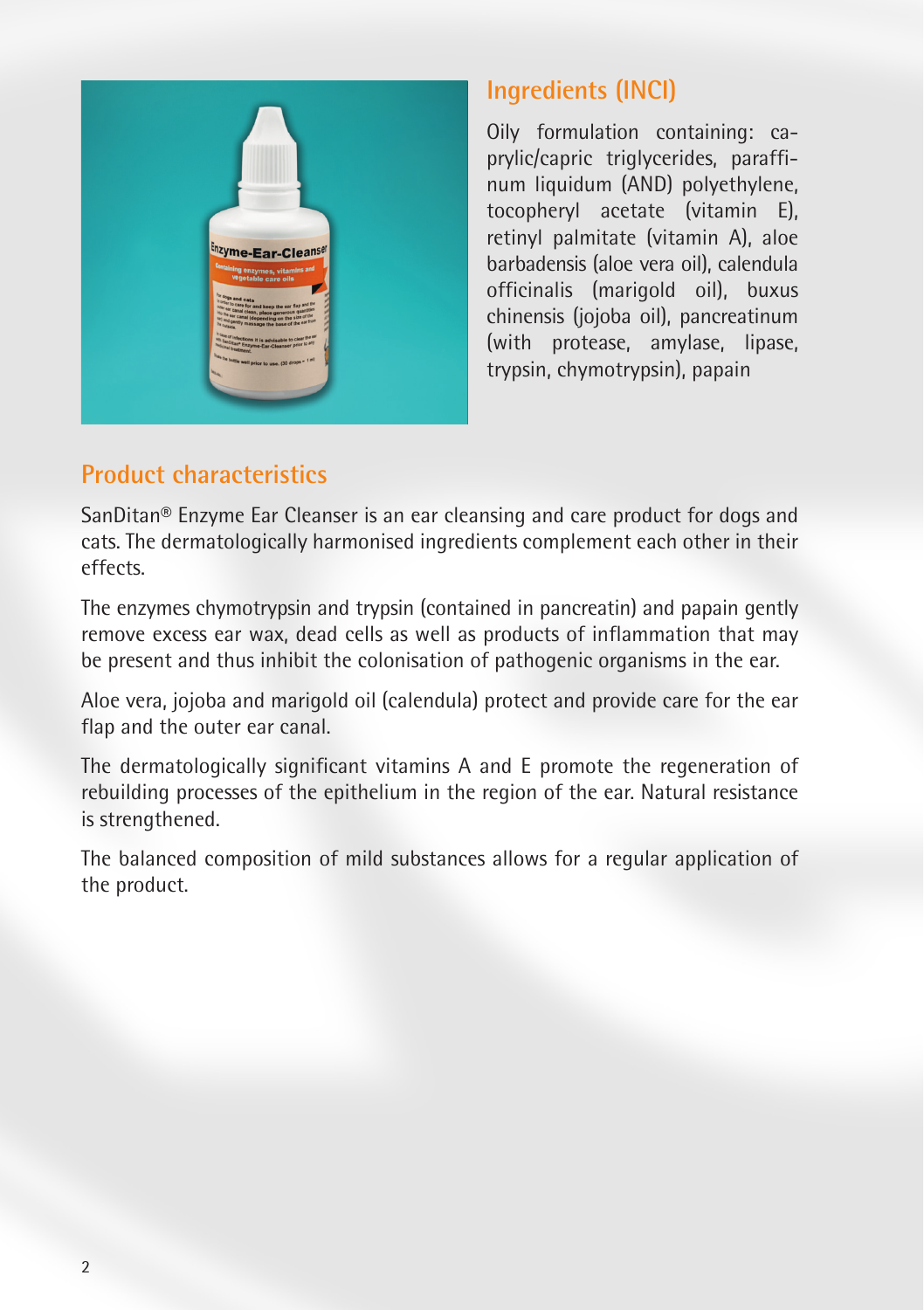## Ingredients (INCI)

Oily formulation containing: caprylic/capric triglycerides, paraffinum liquidum (AND) polyethylene, tocopheryl acetate (vitamin E), retinyl palmitate (vitamin A), aloe barbadensis (aloe vera oil), calendula officinalis (marigold oil), buxus chinensis (jojoba oil), pancreatinum (with protease, amylase, lipase, trypsin, chymotrypsin), papain

## Product characteristics

SanDitan® Enzyme Ear Cleanser is an ear cleansing and care product for dogs and cats. The dermatologically harmonised ingredients complement each other in their effects.

The enzymes chymotrypsin and trypsin (contained in pancreatin) and papain gently remove excess ear wax, dead cells as well as products of inflammation that may be present and thus inhibit the colonisation of pathogenic organisms in the ear.

Aloe vera, jojoba and marigold oil (calendula) protect and provide care for the ear flap and the outer ear canal.

The dermatologically significant vitamins A and E promote the regeneration of rebuilding processes of the epithelium in the region of the ear. Natural resistance is strengthened.

The balanced composition of mild substances allows for a regular application of the product.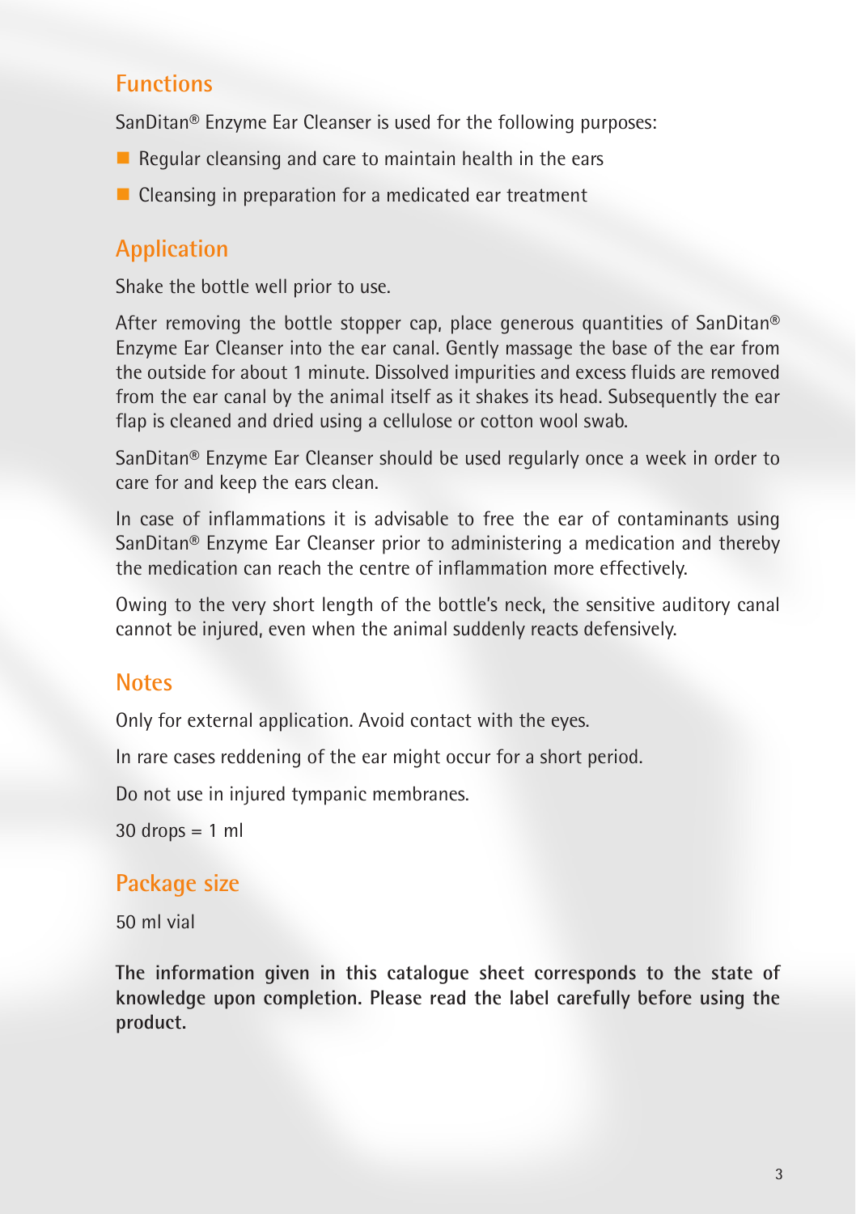## Functions

SanDitan® Enzyme Ear Cleanser is used for the following purposes:

- Regular cleansing and care to maintain health in the ears
- Cleansing in preparation for a medicated ear treatment

## Application

Shake the bottle well prior to use.

After removing the bottle stopper cap, place generous quantities of SanDitan® Enzyme Ear Cleanser into the ear canal. Gently massage the base of the ear from the outside for about 1 minute. Dissolved impurities and excess fluids are removed from the ear canal by the animal itself as it shakes its head. Subsequently the ear flap is cleaned and dried using a cellulose or cotton wool swab.

SanDitan® Enzyme Ear Cleanser should be used regularly once a week in order to care for and keep the ears clean.

In case of inflammations it is advisable to free the ear of contaminants using SanDitan® Enzyme Ear Cleanser prior to administering a medication and thereby the medication can reach the centre of inflammation more effectively.

Owing to the very short length of the bottle's neck, the sensitive auditory canal cannot be injured, even when the animal suddenly reacts defensively.

## Notes

Only for external application. Avoid contact with the eyes.

In rare cases reddening of the ear might occur for a short period.

Do not use in injured tympanic membranes.

30 drops = 1 ml

## Package size

50 ml vial

**The information given in this catalogue sheet corresponds to the state of knowledge upon completion. Please read the label carefully before using the product.**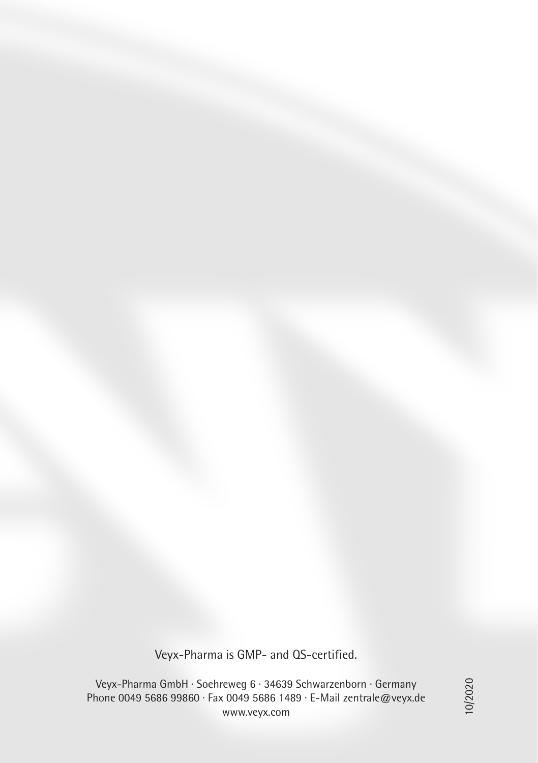Veyx-Pharma is GMP- and QS-certified.

Veyx-Pharma GmbH · Soehreweg 6 · 34639 Schwarzenborn · Germany
Phone 0049 5686 99860 · Fax 0049 5686 1489 · E-Mail zentrale@veyx.de
www.veyx.com

10/2020